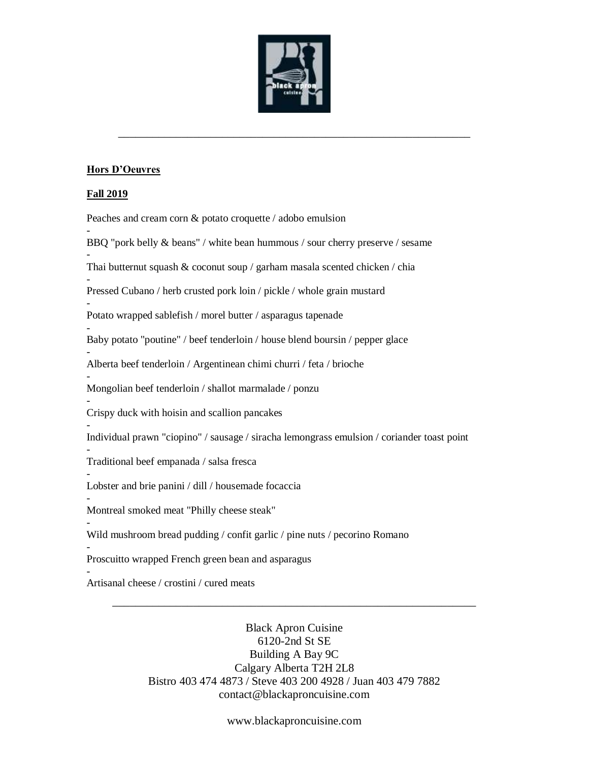**Hors D'Oeuvres**

**Fall 2019**

Peaches and cream corn & potato croquette / adobo emulsion

-

BBQ "pork belly & beans" / white bean hummous / sour cherry preserve / sesame

-

Thai butternut squash & coconut soup / garham masala scented chicken / chia

-

Pressed Cubano / herb crusted pork loin / pickle / whole grain mustard

-

Potato wrapped sablefish / morel butter / asparagus tapenade

-

Baby potato "poutine" / beef tenderloin / house blend boursin / pepper glace

-

Alberta beef tenderloin / Argentinean chimi churri / feta / brioche

-

Mongolian beef tenderloin / shallot marmalade / ponzu

-

Crispy duck with hoisin and scallion pancakes

-

Individual prawn "ciopino" / sausage / siracha lemongrass emulsion / coriander toast point

-

Traditional beef empanada / salsa fresca

-

Lobster and brie panini / dill / housemade focaccia

-

Montreal smoked meat "Philly cheese steak"

-

Wild mushroom bread pudding / confit garlic / pine nuts / pecorino Romano

-

Proscuitto wrapped French green bean and asparagus

-

Artisanal cheese / crostini / cured meats

---

Black Apron Cuisine
6120-2nd St SE
Building A Bay 9C
Calgary Alberta T2H 2L8
Bistro 403 474 4873 / Steve 403 200 4928 / Juan 403 479 7882
contact@blackaproncuisine.com

www.blackaproncuisine.com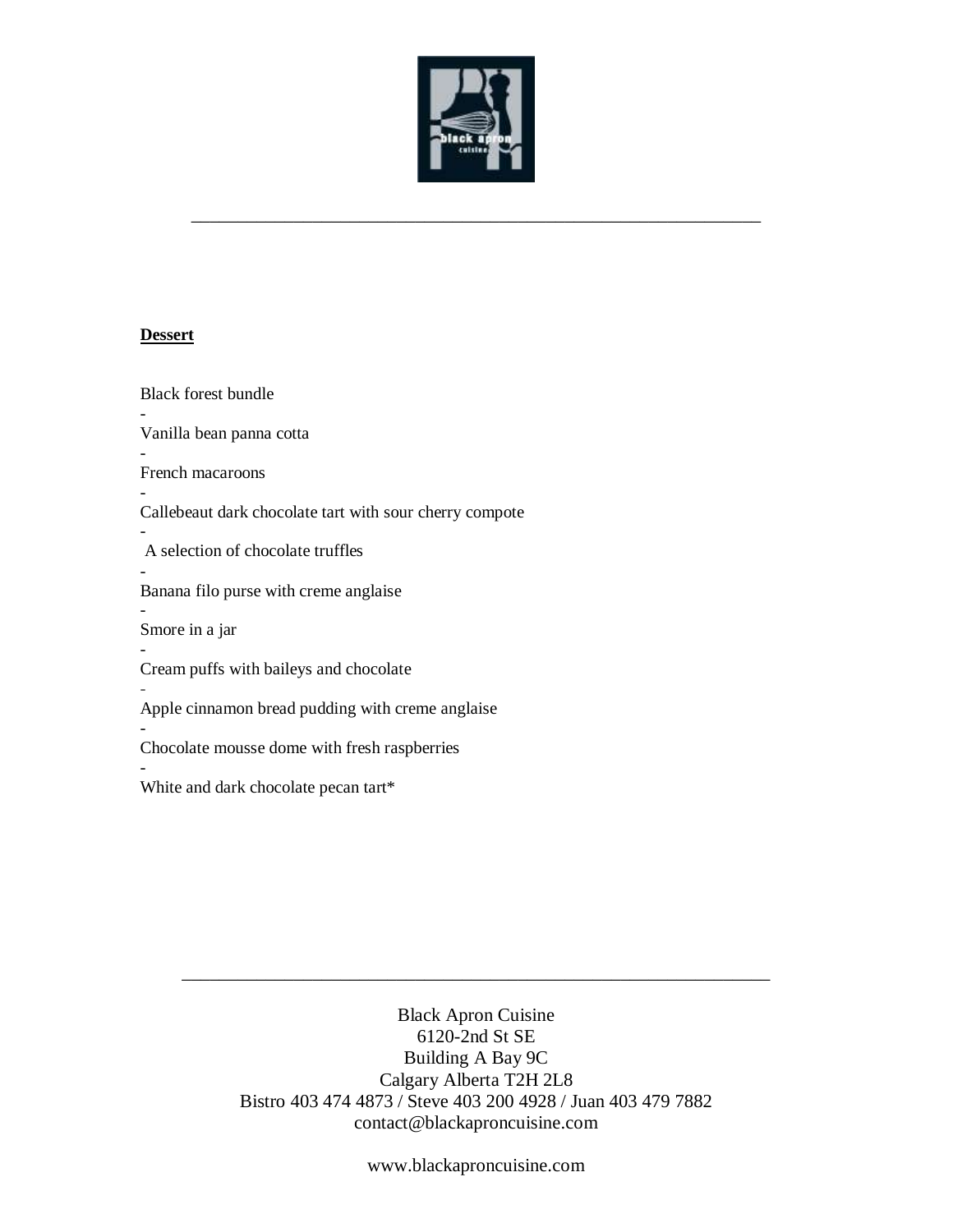**Dessert**

Black forest bundle

-

Vanilla bean panna cotta

-

French macaroons

-

Callebeaut dark chocolate tart with sour cherry compote

-

A selection of chocolate truffles

-

Banana filo purse with creme anglaise

-

Smore in a jar

-

Cream puffs with baileys and chocolate

-

Apple cinnamon bread pudding with creme anglaise

-

Chocolate mousse dome with fresh raspberries

-

White and dark chocolate pecan tart*

---

Black Apron Cuisine
6120-2nd St SE
Building A Bay 9C
Calgary Alberta T2H 2L8
Bistro 403 474 4873 / Steve 403 200 4928 / Juan 403 479 7882
contact@blackaproncuisine.com

www.blackaproncuisine.com